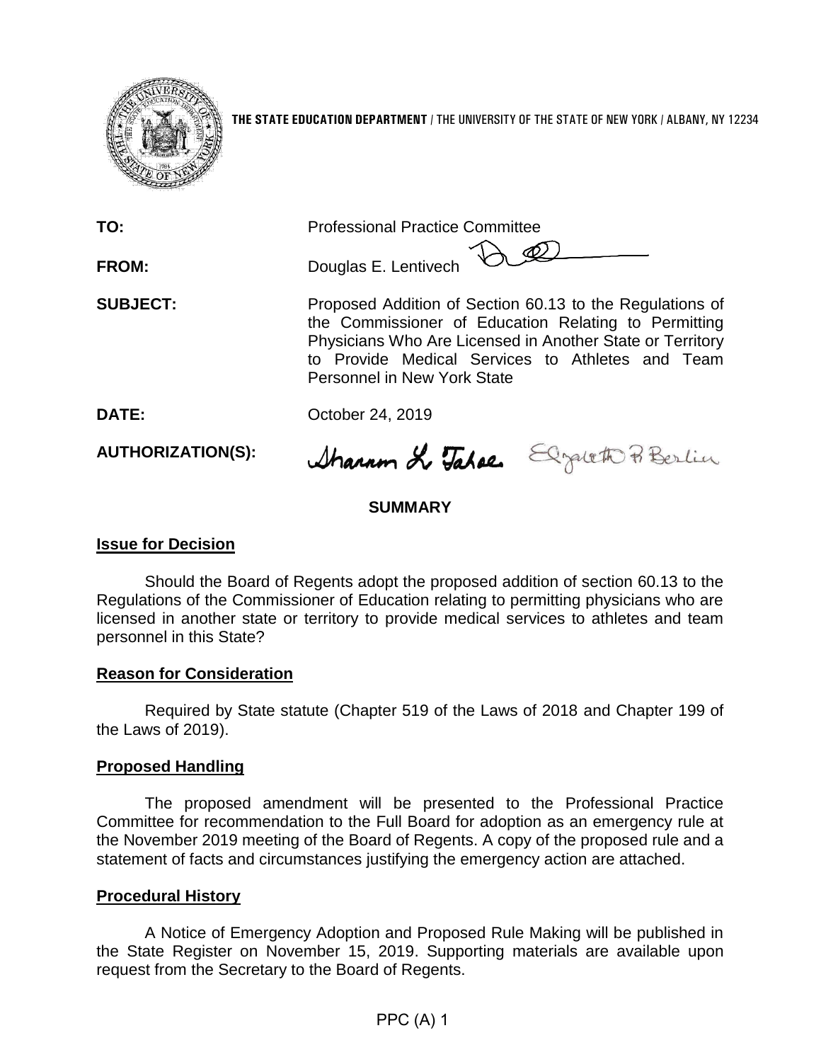**THE STATE EDUCATION DEPARTMENT** / THE UNIVERSITY OF THE STATE OF NEW YORK / ALBANY, NY 12234

**TO:** Professional Practice Committee

**FROM:** Douglas E. Lentivech

**SUBJECT:** Proposed Addition of Section 60.13 to the Regulations of the Commissioner of Education Relating to Permitting Physicians Who Are Licensed in Another State or Territory to Provide Medical Services to Athletes and Team Personnel in New York State

**DATE:** October 24, 2019

**AUTHORIZATION(S):**

## SUMMARY

### Issue for Decision

Should the Board of Regents adopt the proposed addition of section 60.13 to the Regulations of the Commissioner of Education relating to permitting physicians who are licensed in another state or territory to provide medical services to athletes and team personnel in this State?

### Reason for Consideration

Required by State statute (Chapter 519 of the Laws of 2018 and Chapter 199 of the Laws of 2019).

### Proposed Handling

The proposed amendment will be presented to the Professional Practice Committee for recommendation to the Full Board for adoption as an emergency rule at the November 2019 meeting of the Board of Regents. A copy of the proposed rule and a statement of facts and circumstances justifying the emergency action are attached.

### Procedural History

A Notice of Emergency Adoption and Proposed Rule Making will be published in the State Register on November 15, 2019. Supporting materials are available upon request from the Secretary to the Board of Regents.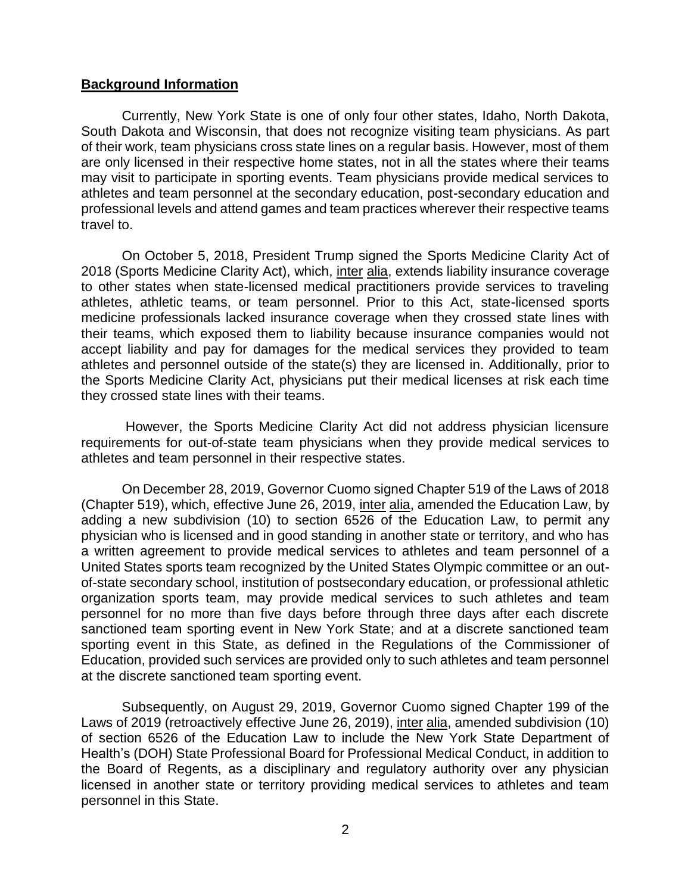## **Background Information**

Currently, New York State is one of only four other states, Idaho, North Dakota, South Dakota and Wisconsin, that does not recognize visiting team physicians. As part of their work, team physicians cross state lines on a regular basis. However, most of them are only licensed in their respective home states, not in all the states where their teams may visit to participate in sporting events. Team physicians provide medical services to athletes and team personnel at the secondary education, post-secondary education and professional levels and attend games and team practices wherever their respective teams travel to.

On October 5, 2018, President Trump signed the Sports Medicine Clarity Act of 2018 (Sports Medicine Clarity Act), which, inter alia, extends liability insurance coverage to other states when state-licensed medical practitioners provide services to traveling athletes, athletic teams, or team personnel. Prior to this Act, state-licensed sports medicine professionals lacked insurance coverage when they crossed state lines with their teams, which exposed them to liability because insurance companies would not accept liability and pay for damages for the medical services they provided to team athletes and personnel outside of the state(s) they are licensed in. Additionally, prior to the Sports Medicine Clarity Act, physicians put their medical licenses at risk each time they crossed state lines with their teams.

However, the Sports Medicine Clarity Act did not address physician licensure requirements for out-of-state team physicians when they provide medical services to athletes and team personnel in their respective states.

On December 28, 2019, Governor Cuomo signed Chapter 519 of the Laws of 2018 (Chapter 519), which, effective June 26, 2019, inter alia, amended the Education Law, by adding a new subdivision (10) to section 6526 of the Education Law, to permit any physician who is licensed and in good standing in another state or territory, and who has a written agreement to provide medical services to athletes and team personnel of a United States sports team recognized by the United States Olympic committee or an out-of-state secondary school, institution of postsecondary education, or professional athletic organization sports team, may provide medical services to such athletes and team personnel for no more than five days before through three days after each discrete sanctioned team sporting event in New York State; and at a discrete sanctioned team sporting event in this State, as defined in the Regulations of the Commissioner of Education, provided such services are provided only to such athletes and team personnel at the discrete sanctioned team sporting event.

Subsequently, on August 29, 2019, Governor Cuomo signed Chapter 199 of the Laws of 2019 (retroactively effective June 26, 2019), inter alia, amended subdivision (10) of section 6526 of the Education Law to include the New York State Department of Health's (DOH) State Professional Board for Professional Medical Conduct, in addition to the Board of Regents, as a disciplinary and regulatory authority over any physician licensed in another state or territory providing medical services to athletes and team personnel in this State.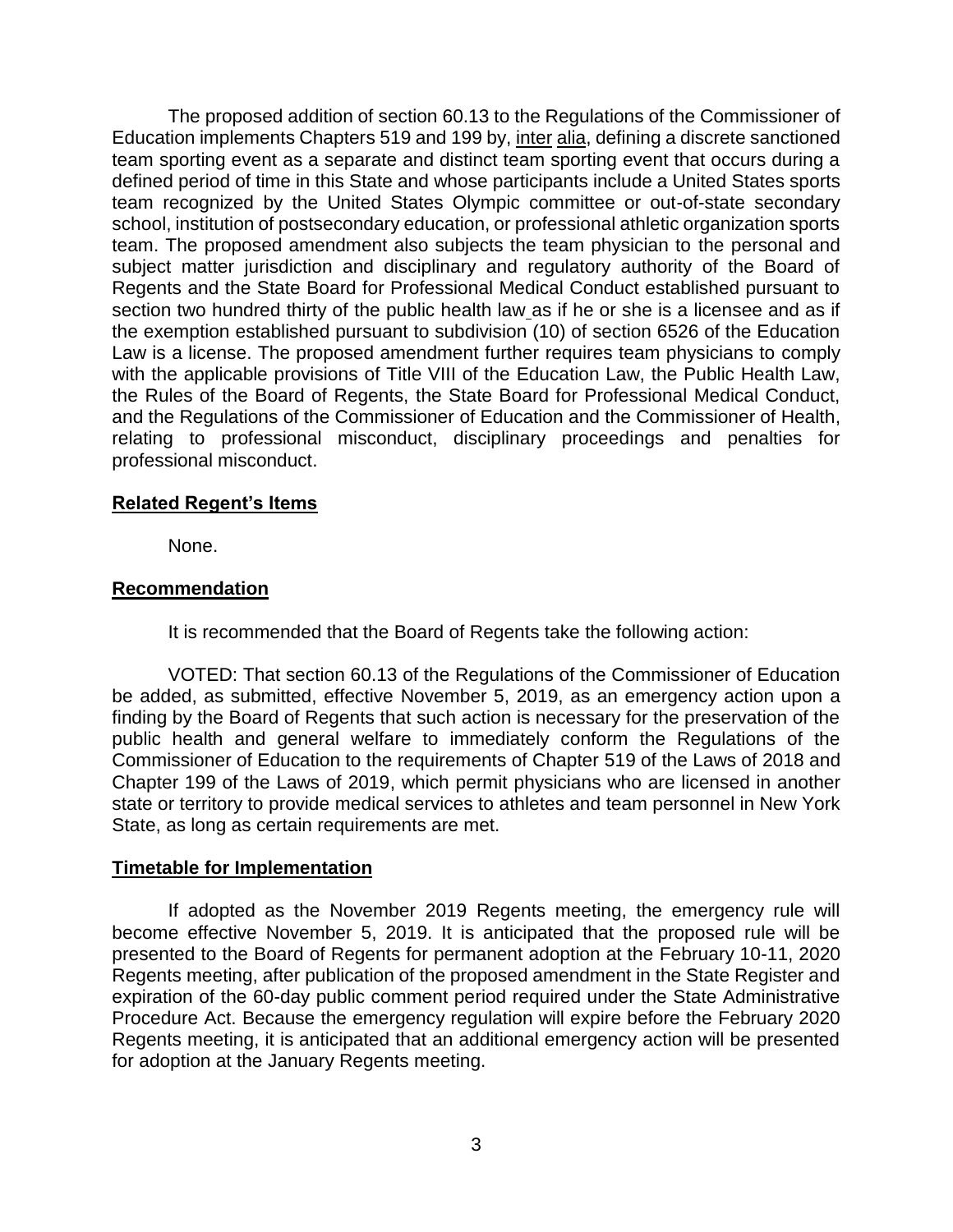The proposed addition of section 60.13 to the Regulations of the Commissioner of Education implements Chapters 519 and 199 by, inter alia, defining a discrete sanctioned team sporting event as a separate and distinct team sporting event that occurs during a defined period of time in this State and whose participants include a United States sports team recognized by the United States Olympic committee or out-of-state secondary school, institution of postsecondary education, or professional athletic organization sports team. The proposed amendment also subjects the team physician to the personal and subject matter jurisdiction and disciplinary and regulatory authority of the Board of Regents and the State Board for Professional Medical Conduct established pursuant to section two hundred thirty of the public health law as if he or she is a licensee and as if the exemption established pursuant to subdivision (10) of section 6526 of the Education Law is a license. The proposed amendment further requires team physicians to comply with the applicable provisions of Title VIII of the Education Law, the Public Health Law, the Rules of the Board of Regents, the State Board for Professional Medical Conduct, and the Regulations of the Commissioner of Education and the Commissioner of Health, relating to professional misconduct, disciplinary proceedings and penalties for professional misconduct.

## Related Regent's Items

None.

## Recommendation

It is recommended that the Board of Regents take the following action:

VOTED: That section 60.13 of the Regulations of the Commissioner of Education be added, as submitted, effective November 5, 2019, as an emergency action upon a finding by the Board of Regents that such action is necessary for the preservation of the public health and general welfare to immediately conform the Regulations of the Commissioner of Education to the requirements of Chapter 519 of the Laws of 2018 and Chapter 199 of the Laws of 2019, which permit physicians who are licensed in another state or territory to provide medical services to athletes and team personnel in New York State, as long as certain requirements are met.

## Timetable for Implementation

If adopted as the November 2019 Regents meeting, the emergency rule will become effective November 5, 2019. It is anticipated that the proposed rule will be presented to the Board of Regents for permanent adoption at the February 10-11, 2020 Regents meeting, after publication of the proposed amendment in the State Register and expiration of the 60-day public comment period required under the State Administrative Procedure Act. Because the emergency regulation will expire before the February 2020 Regents meeting, it is anticipated that an additional emergency action will be presented for adoption at the January Regents meeting.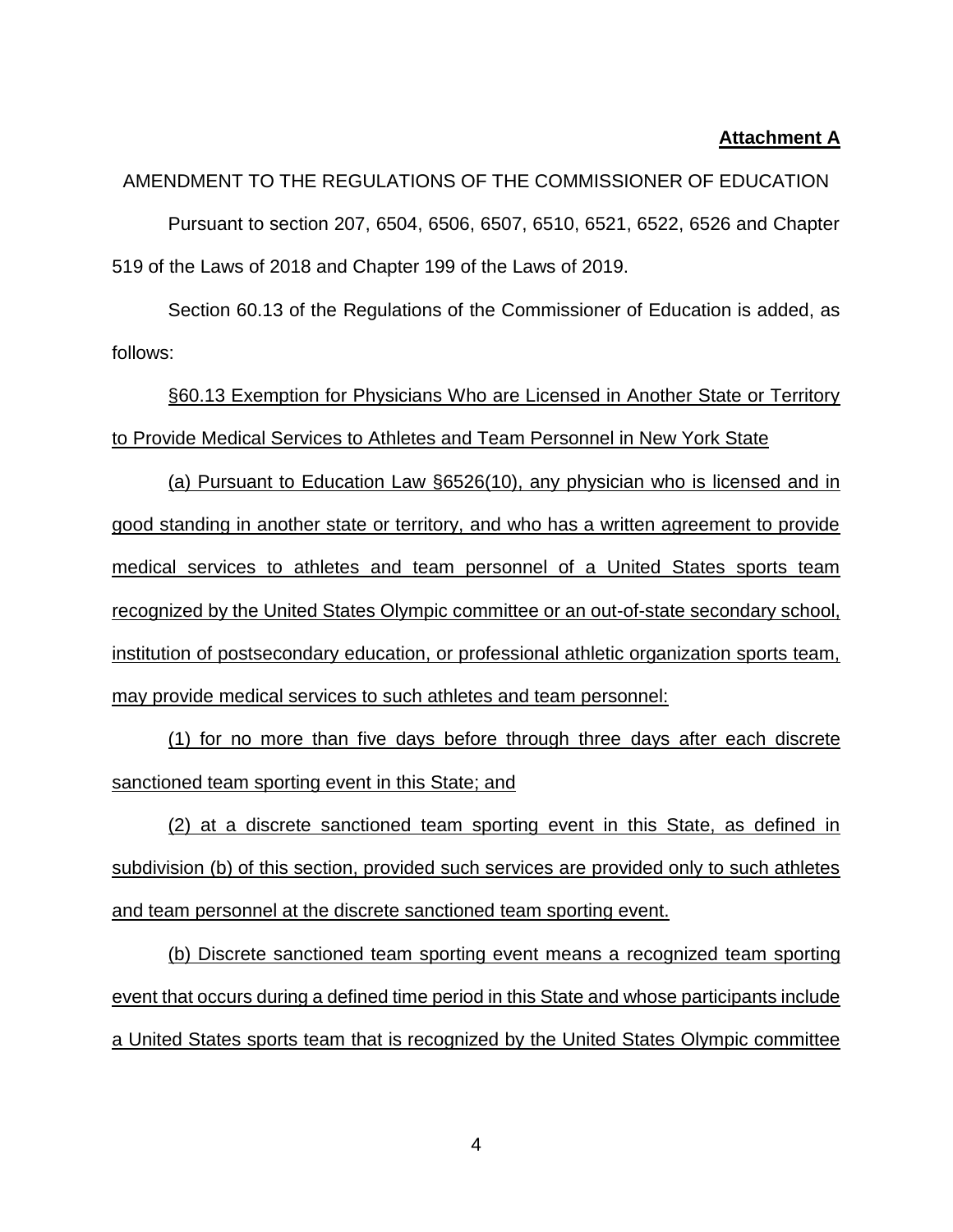**Attachment A**

AMENDMENT TO THE REGULATIONS OF THE COMMISSIONER OF EDUCATION

Pursuant to section 207, 6504, 6506, 6507, 6510, 6521, 6522, 6526 and Chapter 519 of the Laws of 2018 and Chapter 199 of the Laws of 2019.

Section 60.13 of the Regulations of the Commissioner of Education is added, as follows:

§60.13 Exemption for Physicians Who are Licensed in Another State or Territory to Provide Medical Services to Athletes and Team Personnel in New York State

(a) Pursuant to Education Law §6526(10), any physician who is licensed and in good standing in another state or territory, and who has a written agreement to provide medical services to athletes and team personnel of a United States sports team recognized by the United States Olympic committee or an out-of-state secondary school, institution of postsecondary education, or professional athletic organization sports team, may provide medical services to such athletes and team personnel:

(1) for no more than five days before through three days after each discrete sanctioned team sporting event in this State; and

(2) at a discrete sanctioned team sporting event in this State, as defined in subdivision (b) of this section, provided such services are provided only to such athletes and team personnel at the discrete sanctioned team sporting event.

(b) Discrete sanctioned team sporting event means a recognized team sporting event that occurs during a defined time period in this State and whose participants include a United States sports team that is recognized by the United States Olympic committee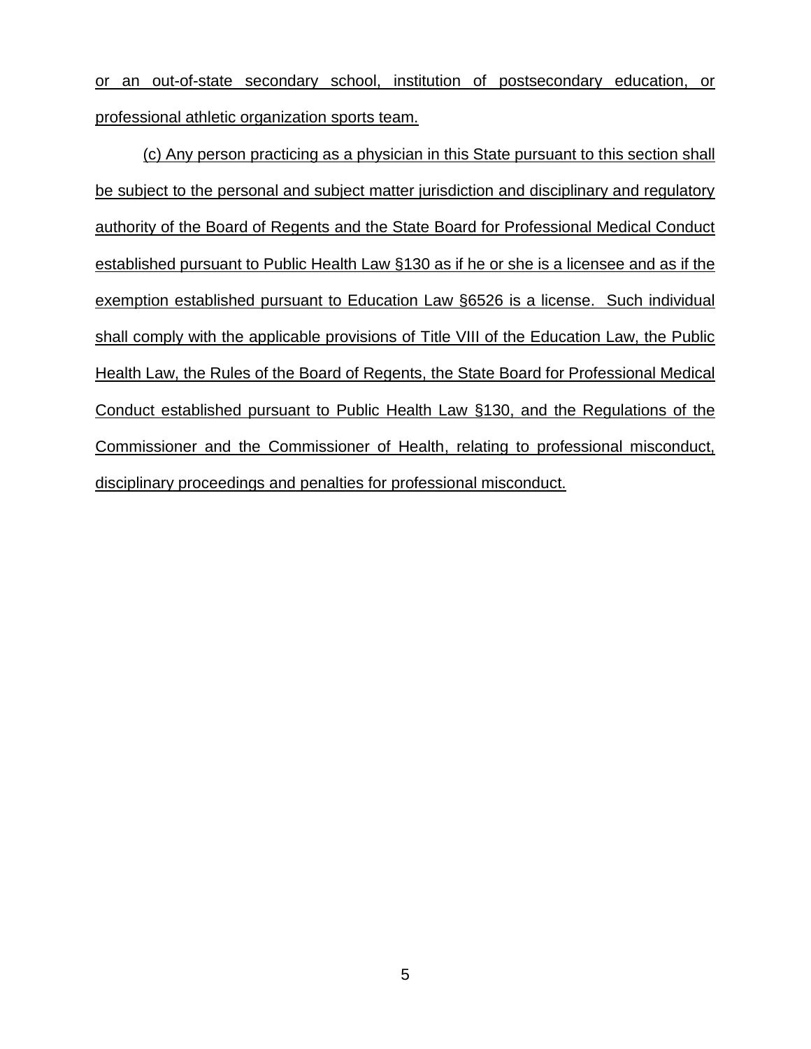or an out-of-state secondary school, institution of postsecondary education, or professional athletic organization sports team.

(c) Any person practicing as a physician in this State pursuant to this section shall be subject to the personal and subject matter jurisdiction and disciplinary and regulatory authority of the Board of Regents and the State Board for Professional Medical Conduct established pursuant to Public Health Law §130 as if he or she is a licensee and as if the exemption established pursuant to Education Law §6526 is a license. Such individual shall comply with the applicable provisions of Title VIII of the Education Law, the Public Health Law, the Rules of the Board of Regents, the State Board for Professional Medical Conduct established pursuant to Public Health Law §130, and the Regulations of the Commissioner and the Commissioner of Health, relating to professional misconduct, disciplinary proceedings and penalties for professional misconduct.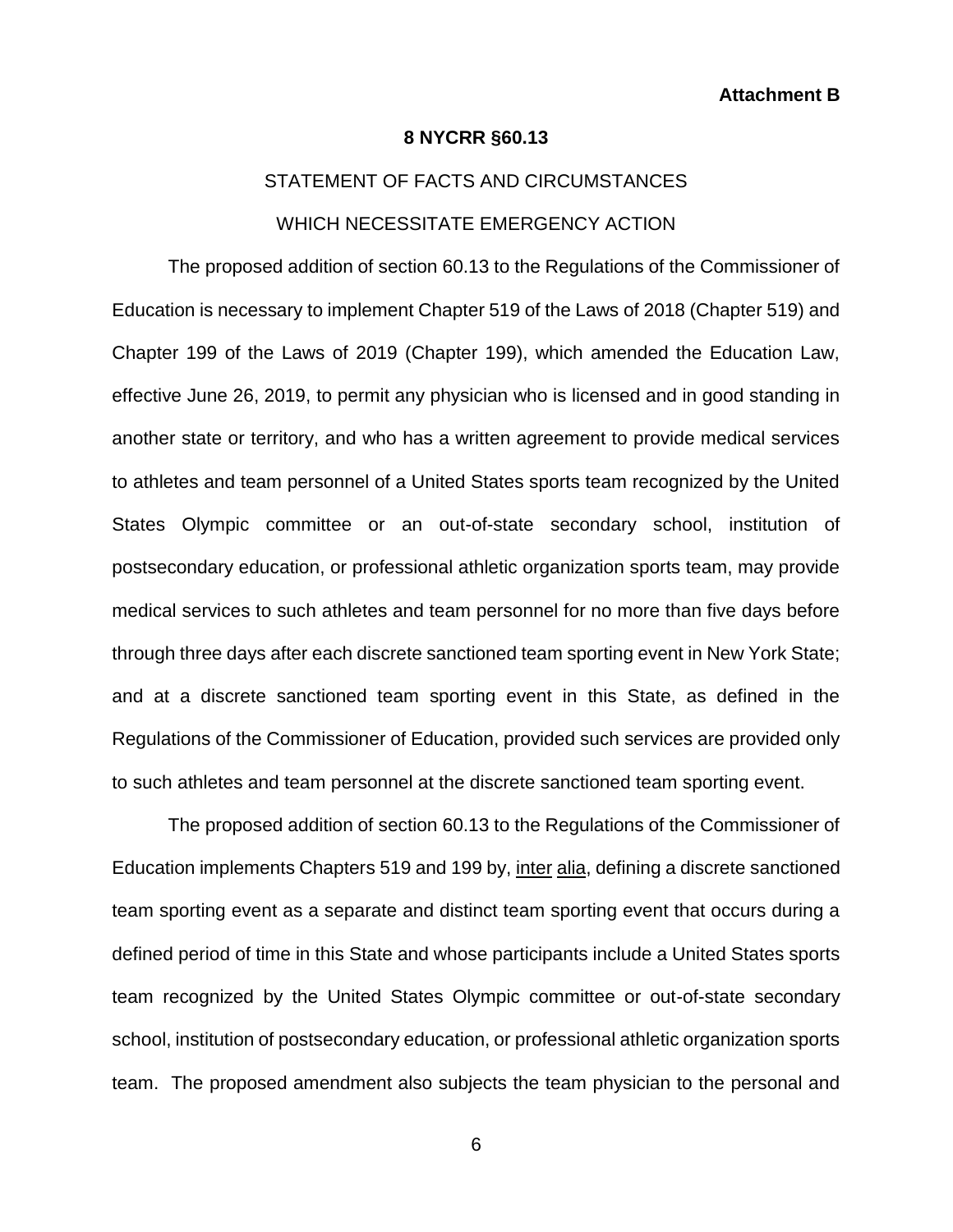**Attachment B**

**8 NYCRR §60.13**

STATEMENT OF FACTS AND CIRCUMSTANCES

WHICH NECESSITATE EMERGENCY ACTION

The proposed addition of section 60.13 to the Regulations of the Commissioner of Education is necessary to implement Chapter 519 of the Laws of 2018 (Chapter 519) and Chapter 199 of the Laws of 2019 (Chapter 199), which amended the Education Law, effective June 26, 2019, to permit any physician who is licensed and in good standing in another state or territory, and who has a written agreement to provide medical services to athletes and team personnel of a United States sports team recognized by the United States Olympic committee or an out-of-state secondary school, institution of postsecondary education, or professional athletic organization sports team, may provide medical services to such athletes and team personnel for no more than five days before through three days after each discrete sanctioned team sporting event in New York State; and at a discrete sanctioned team sporting event in this State, as defined in the Regulations of the Commissioner of Education, provided such services are provided only to such athletes and team personnel at the discrete sanctioned team sporting event.

The proposed addition of section 60.13 to the Regulations of the Commissioner of Education implements Chapters 519 and 199 by, inter alia, defining a discrete sanctioned team sporting event as a separate and distinct team sporting event that occurs during a defined period of time in this State and whose participants include a United States sports team recognized by the United States Olympic committee or out-of-state secondary school, institution of postsecondary education, or professional athletic organization sports team. The proposed amendment also subjects the team physician to the personal and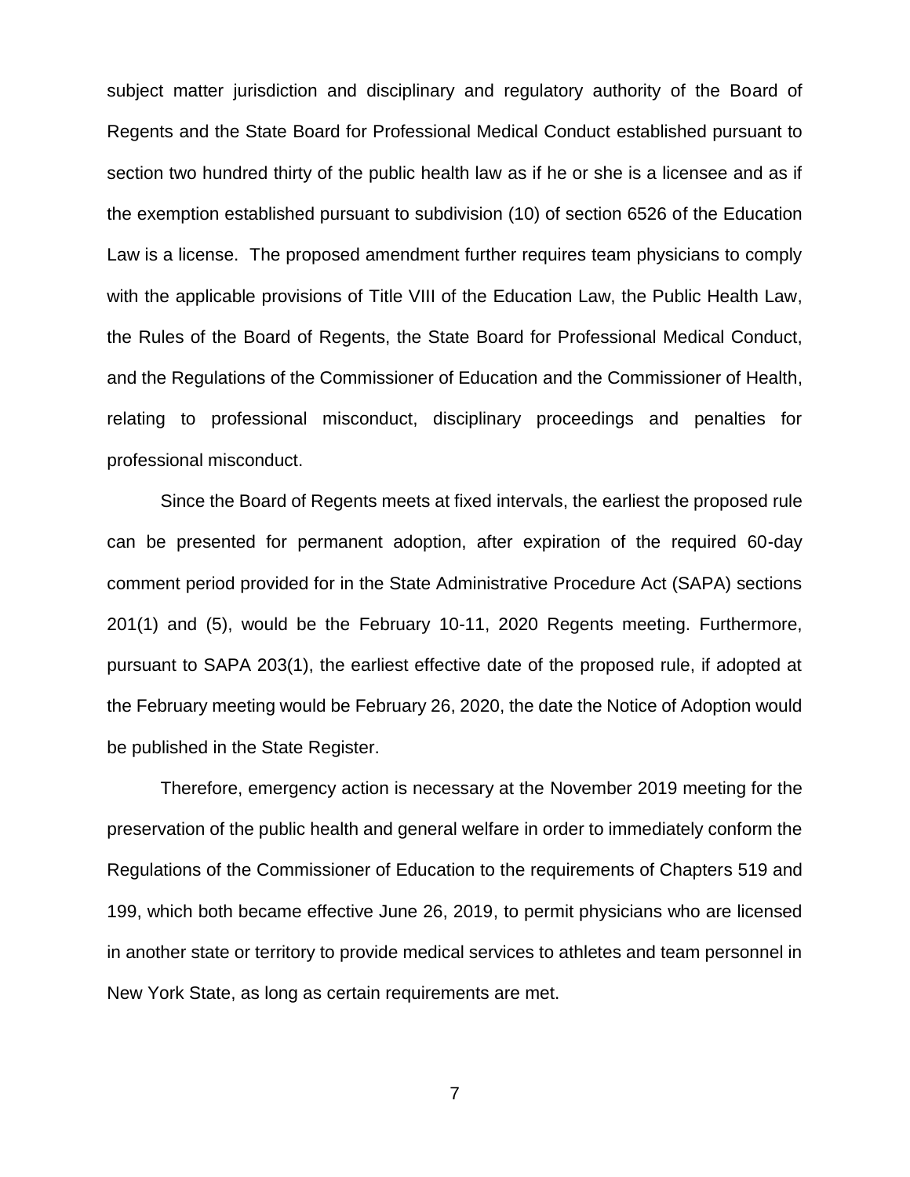subject matter jurisdiction and disciplinary and regulatory authority of the Board of Regents and the State Board for Professional Medical Conduct established pursuant to section two hundred thirty of the public health law as if he or she is a licensee and as if the exemption established pursuant to subdivision (10) of section 6526 of the Education Law is a license. The proposed amendment further requires team physicians to comply with the applicable provisions of Title VIII of the Education Law, the Public Health Law, the Rules of the Board of Regents, the State Board for Professional Medical Conduct, and the Regulations of the Commissioner of Education and the Commissioner of Health, relating to professional misconduct, disciplinary proceedings and penalties for professional misconduct.

Since the Board of Regents meets at fixed intervals, the earliest the proposed rule can be presented for permanent adoption, after expiration of the required 60-day comment period provided for in the State Administrative Procedure Act (SAPA) sections 201(1) and (5), would be the February 10-11, 2020 Regents meeting. Furthermore, pursuant to SAPA 203(1), the earliest effective date of the proposed rule, if adopted at the February meeting would be February 26, 2020, the date the Notice of Adoption would be published in the State Register.

Therefore, emergency action is necessary at the November 2019 meeting for the preservation of the public health and general welfare in order to immediately conform the Regulations of the Commissioner of Education to the requirements of Chapters 519 and 199, which both became effective June 26, 2019, to permit physicians who are licensed in another state or territory to provide medical services to athletes and team personnel in New York State, as long as certain requirements are met.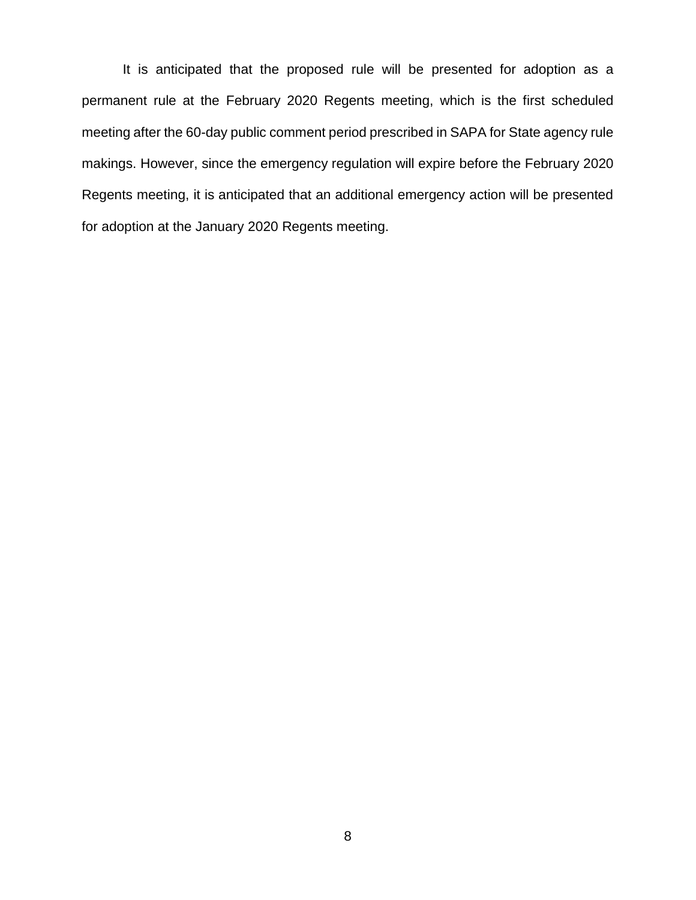It is anticipated that the proposed rule will be presented for adoption as a permanent rule at the February 2020 Regents meeting, which is the first scheduled meeting after the 60-day public comment period prescribed in SAPA for State agency rule makings. However, since the emergency regulation will expire before the February 2020 Regents meeting, it is anticipated that an additional emergency action will be presented for adoption at the January 2020 Regents meeting.